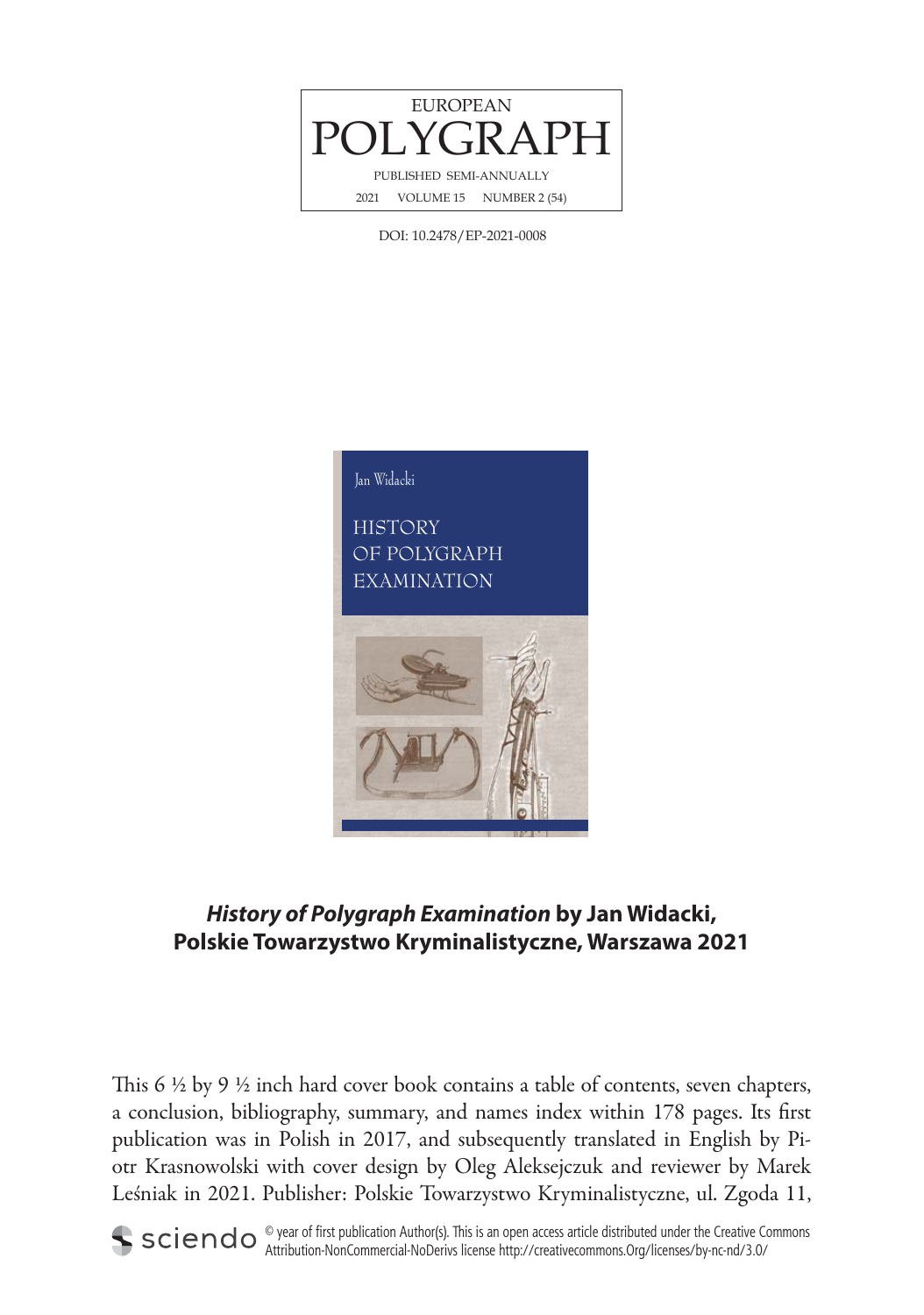EUROPEAN
POLYGRAPH
PUBLISHED SEMI-ANNUALLY
2021 VOLUME 15 NUMBER 2 (54)

DOI: 10.2478/EP-2021-0008

# ***History of Polygraph Examination*** **by Jan Widacki, Polskie Towarzystwo Kryminalistyczne, Warszawa 2021**

This 6 ½ by 9 ½ inch hard cover book contains a table of contents, seven chapters, a conclusion, bibliography, summary, and names index within 178 pages. Its first publication was in Polish in 2017, and subsequently translated in English by Piotr Krasnowolski with cover design by Oleg Aleksejczuk and reviewer by Marek Leśniak in 2021. Publisher: Polskie Towarzystwo Kryminalistyczne, ul. Zgoda 11,

© year of first publication Author(s). This is an open access article distributed under the Creative Commons Attribution-NonCommercial-NoDerivs license http://creativecommons.Org/licenses/by-nc-nd/3.0/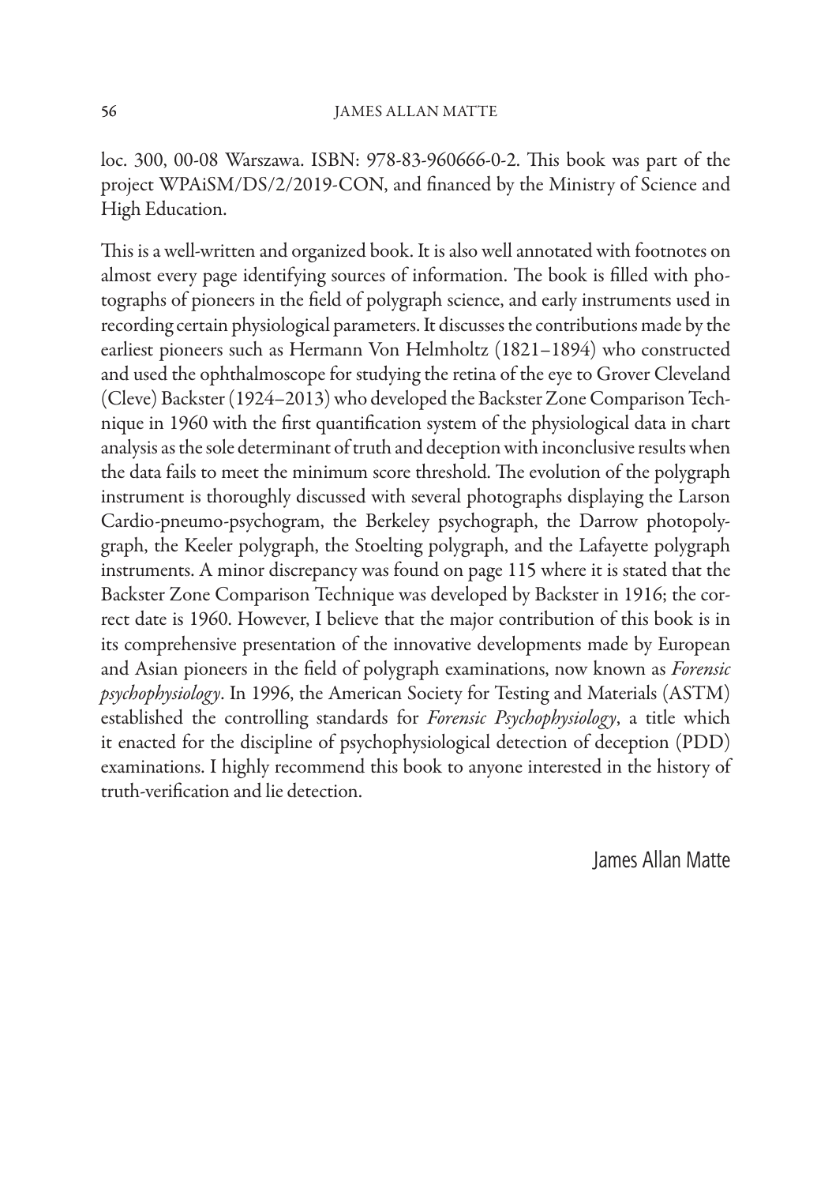loc. 300, 00-08 Warszawa. ISBN: 978-83-960666-0-2. This book was part of the project WPAiSM/DS/2/2019-CON, and financed by the Ministry of Science and High Education.

This is a well-written and organized book. It is also well annotated with footnotes on almost every page identifying sources of information. The book is filled with photographs of pioneers in the field of polygraph science, and early instruments used in recording certain physiological parameters. It discusses the contributions made by the earliest pioneers such as Hermann Von Helmholtz (1821–1894) who constructed and used the ophthalmoscope for studying the retina of the eye to Grover Cleveland (Cleve) Backster (1924–2013) who developed the Backster Zone Comparison Technique in 1960 with the first quantification system of the physiological data in chart analysis as the sole determinant of truth and deception with inconclusive results when the data fails to meet the minimum score threshold. The evolution of the polygraph instrument is thoroughly discussed with several photographs displaying the Larson Cardio-pneumo-psychogram, the Berkeley psychograph, the Darrow photopolygraph, the Keeler polygraph, the Stoelting polygraph, and the Lafayette polygraph instruments. A minor discrepancy was found on page 115 where it is stated that the Backster Zone Comparison Technique was developed by Backster in 1916; the correct date is 1960. However, I believe that the major contribution of this book is in its comprehensive presentation of the innovative developments made by European and Asian pioneers in the field of polygraph examinations, now known as *Forensic psychophysiology*. In 1996, the American Society for Testing and Materials (ASTM) established the controlling standards for *Forensic Psychophysiology*, a title which it enacted for the discipline of psychophysiological detection of deception (PDD) examinations. I highly recommend this book to anyone interested in the history of truth-verification and lie detection.

James Allan Matte